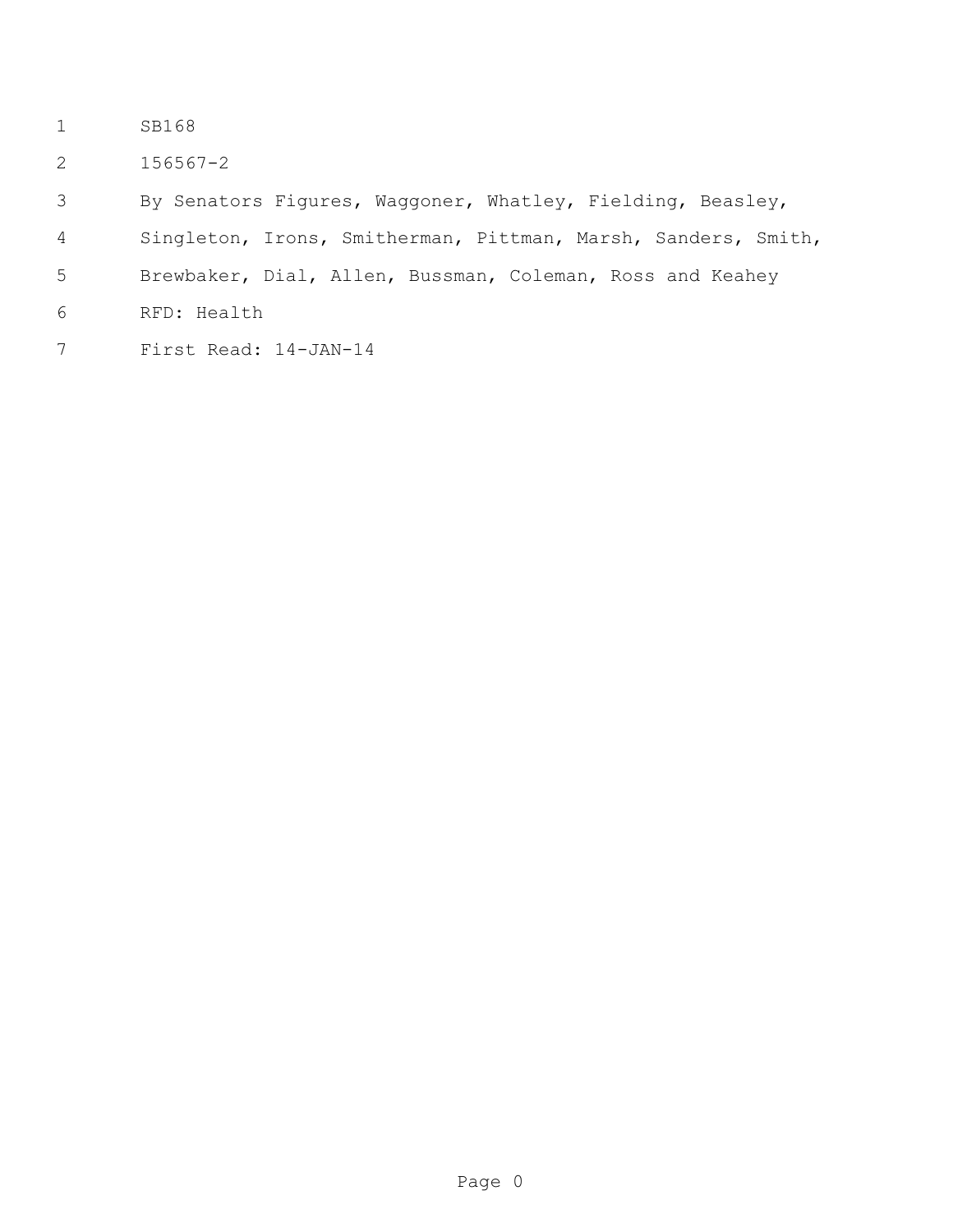SB168

156567-2

By Senators Figures, Waggoner, Whatley, Fielding, Beasley, Singleton, Irons, Smitherman, Pittman, Marsh, Sanders, Smith, Brewbaker, Dial, Allen, Bussman, Coleman, Ross and Keahey

RFD: Health

First Read: 14-JAN-14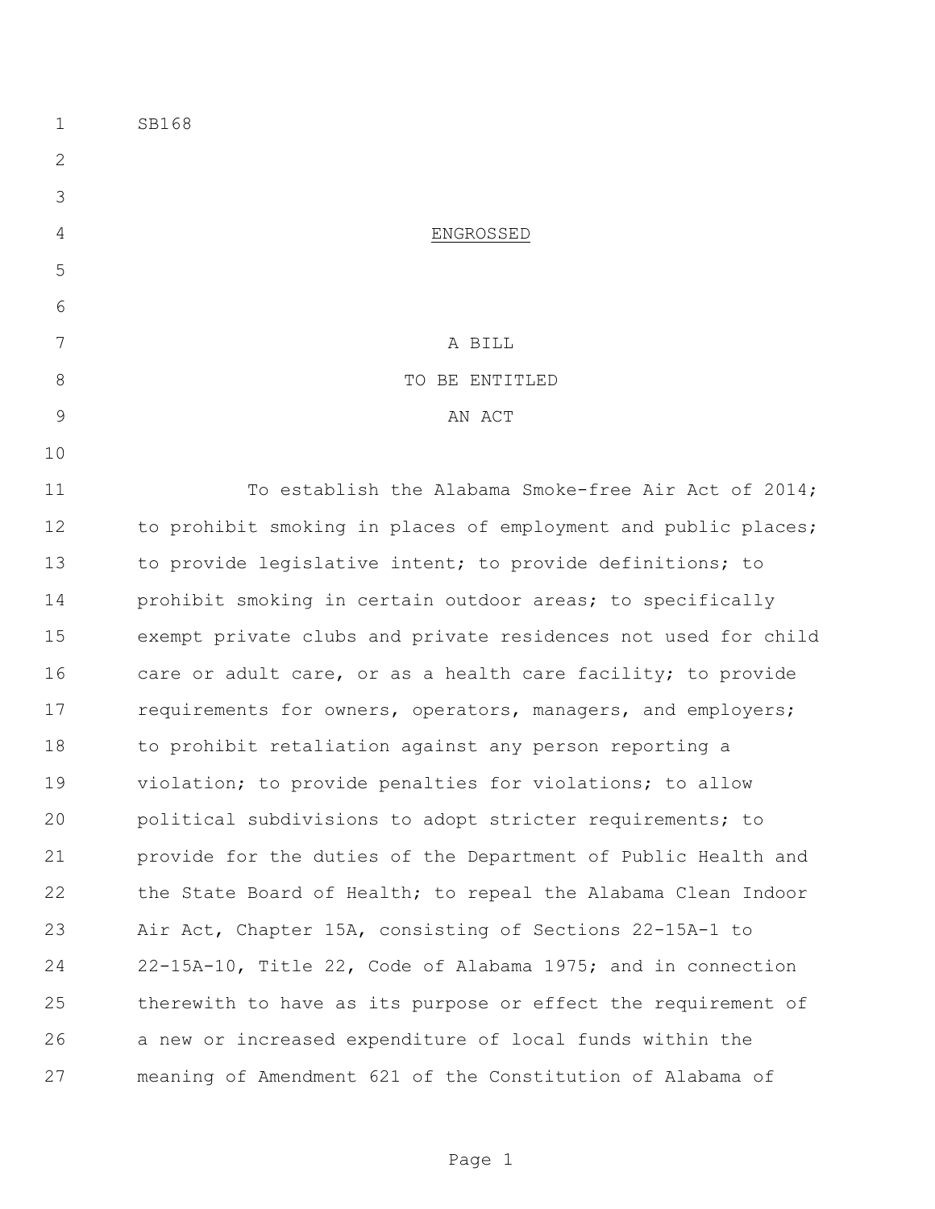SB168

ENGROSSED

A BILL
TO BE ENTITLED
AN ACT

To establish the Alabama Smoke-free Air Act of 2014; to prohibit smoking in places of employment and public places; to provide legislative intent; to provide definitions; to prohibit smoking in certain outdoor areas; to specifically exempt private clubs and private residences not used for child care or adult care, or as a health care facility; to provide requirements for owners, operators, managers, and employers; to prohibit retaliation against any person reporting a violation; to provide penalties for violations; to allow political subdivisions to adopt stricter requirements; to provide for the duties of the Department of Public Health and the State Board of Health; to repeal the Alabama Clean Indoor Air Act, Chapter 15A, consisting of Sections 22-15A-1 to 22-15A-10, Title 22, Code of Alabama 1975; and in connection therewith to have as its purpose or effect the requirement of a new or increased expenditure of local funds within the meaning of Amendment 621 of the Constitution of Alabama of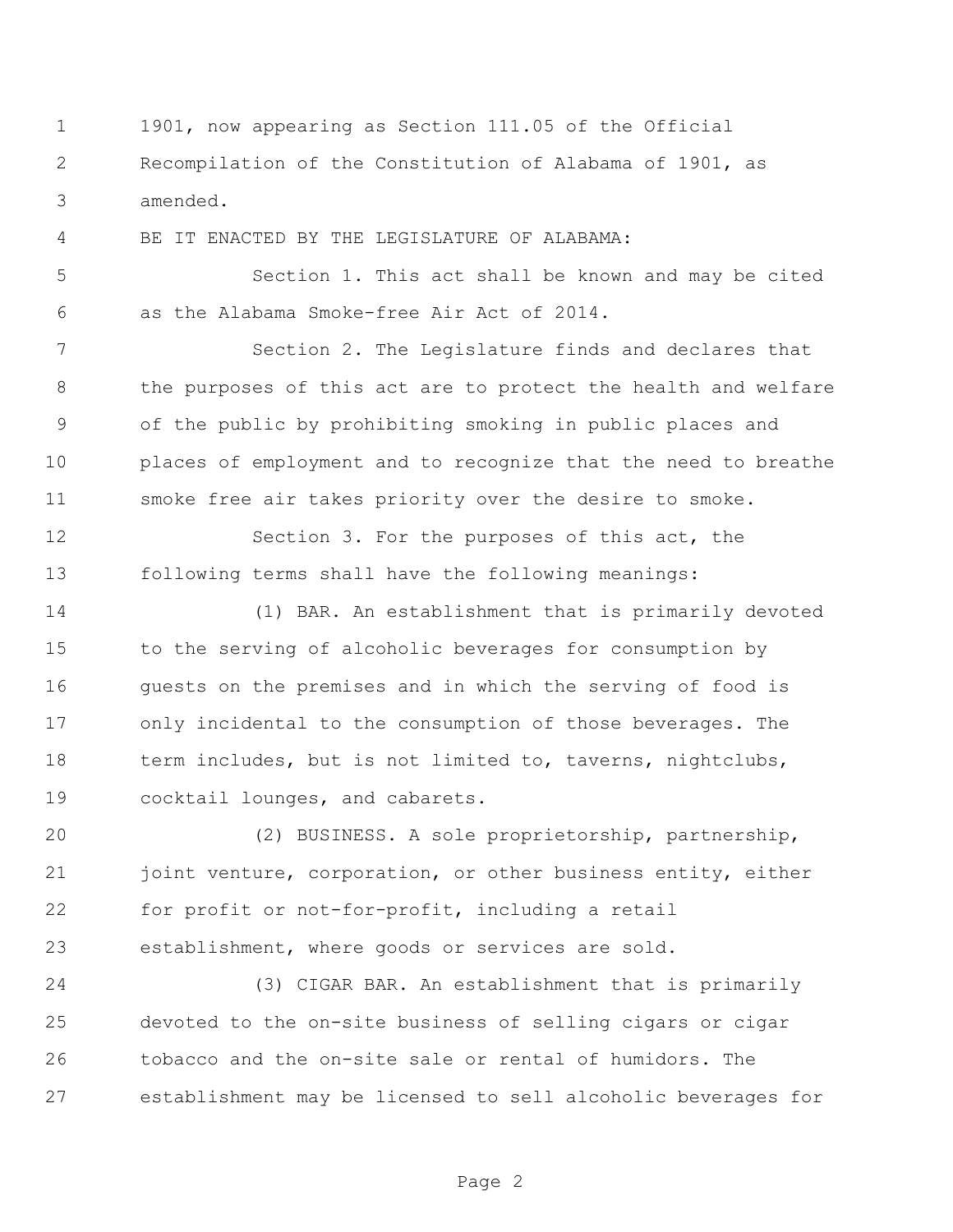1901, now appearing as Section 111.05 of the Official Recompilation of the Constitution of Alabama of 1901, as amended.

BE IT ENACTED BY THE LEGISLATURE OF ALABAMA:

Section 1. This act shall be known and may be cited as the Alabama Smoke-free Air Act of 2014.

Section 2. The Legislature finds and declares that the purposes of this act are to protect the health and welfare of the public by prohibiting smoking in public places and places of employment and to recognize that the need to breathe smoke free air takes priority over the desire to smoke.

Section 3. For the purposes of this act, the following terms shall have the following meanings:

(1) BAR. An establishment that is primarily devoted to the serving of alcoholic beverages for consumption by guests on the premises and in which the serving of food is only incidental to the consumption of those beverages. The term includes, but is not limited to, taverns, nightclubs, cocktail lounges, and cabarets.

(2) BUSINESS. A sole proprietorship, partnership, joint venture, corporation, or other business entity, either for profit or not-for-profit, including a retail establishment, where goods or services are sold.

(3) CIGAR BAR. An establishment that is primarily devoted to the on-site business of selling cigars or cigar tobacco and the on-site sale or rental of humidors. The establishment may be licensed to sell alcoholic beverages for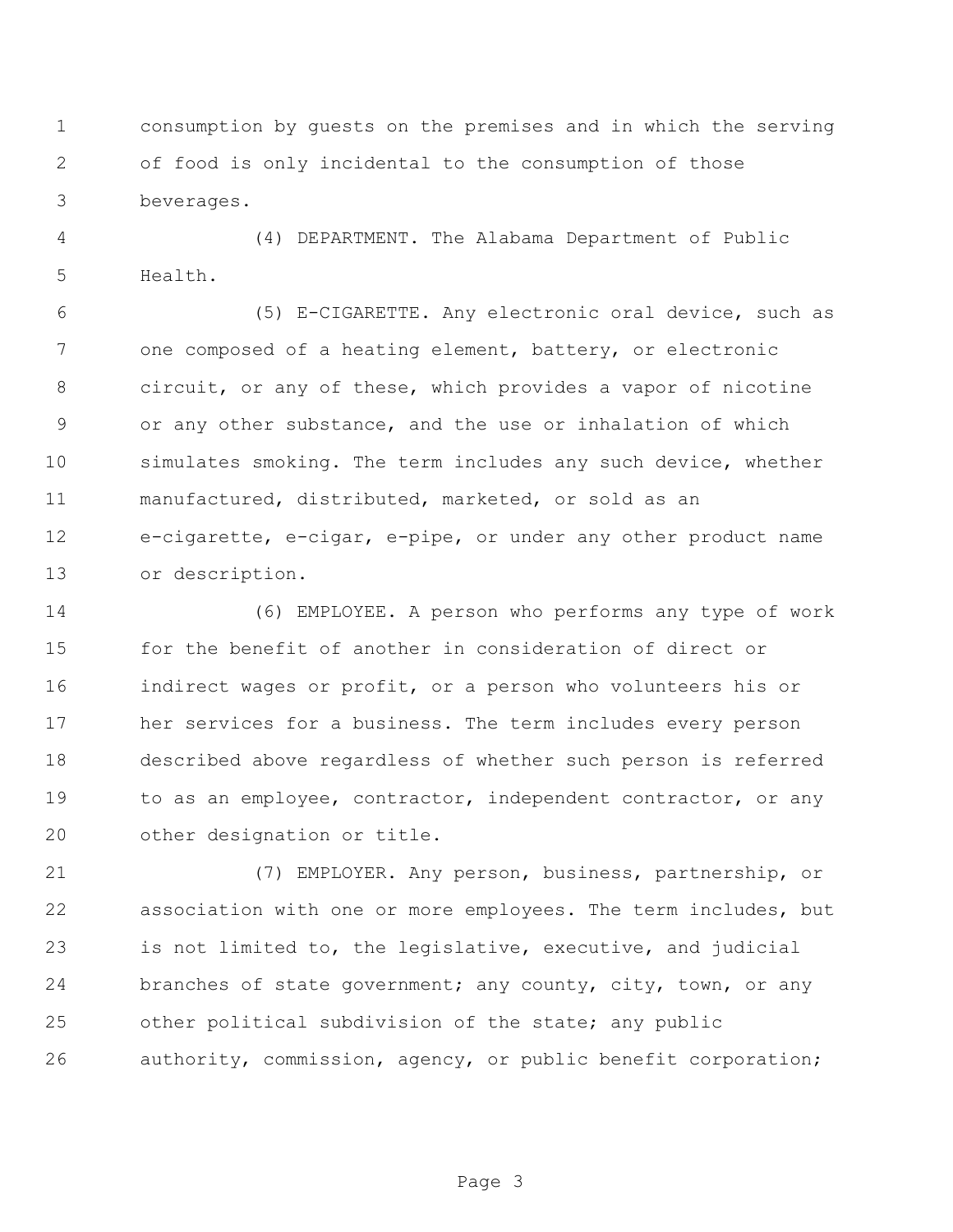consumption by guests on the premises and in which the serving of food is only incidental to the consumption of those beverages.

(4) DEPARTMENT. The Alabama Department of Public Health.

(5) E-CIGARETTE. Any electronic oral device, such as one composed of a heating element, battery, or electronic circuit, or any of these, which provides a vapor of nicotine or any other substance, and the use or inhalation of which simulates smoking. The term includes any such device, whether manufactured, distributed, marketed, or sold as an e-cigarette, e-cigar, e-pipe, or under any other product name or description.

(6) EMPLOYEE. A person who performs any type of work for the benefit of another in consideration of direct or indirect wages or profit, or a person who volunteers his or her services for a business. The term includes every person described above regardless of whether such person is referred to as an employee, contractor, independent contractor, or any other designation or title.

(7) EMPLOYER. Any person, business, partnership, or association with one or more employees. The term includes, but is not limited to, the legislative, executive, and judicial branches of state government; any county, city, town, or any other political subdivision of the state; any public authority, commission, agency, or public benefit corporation;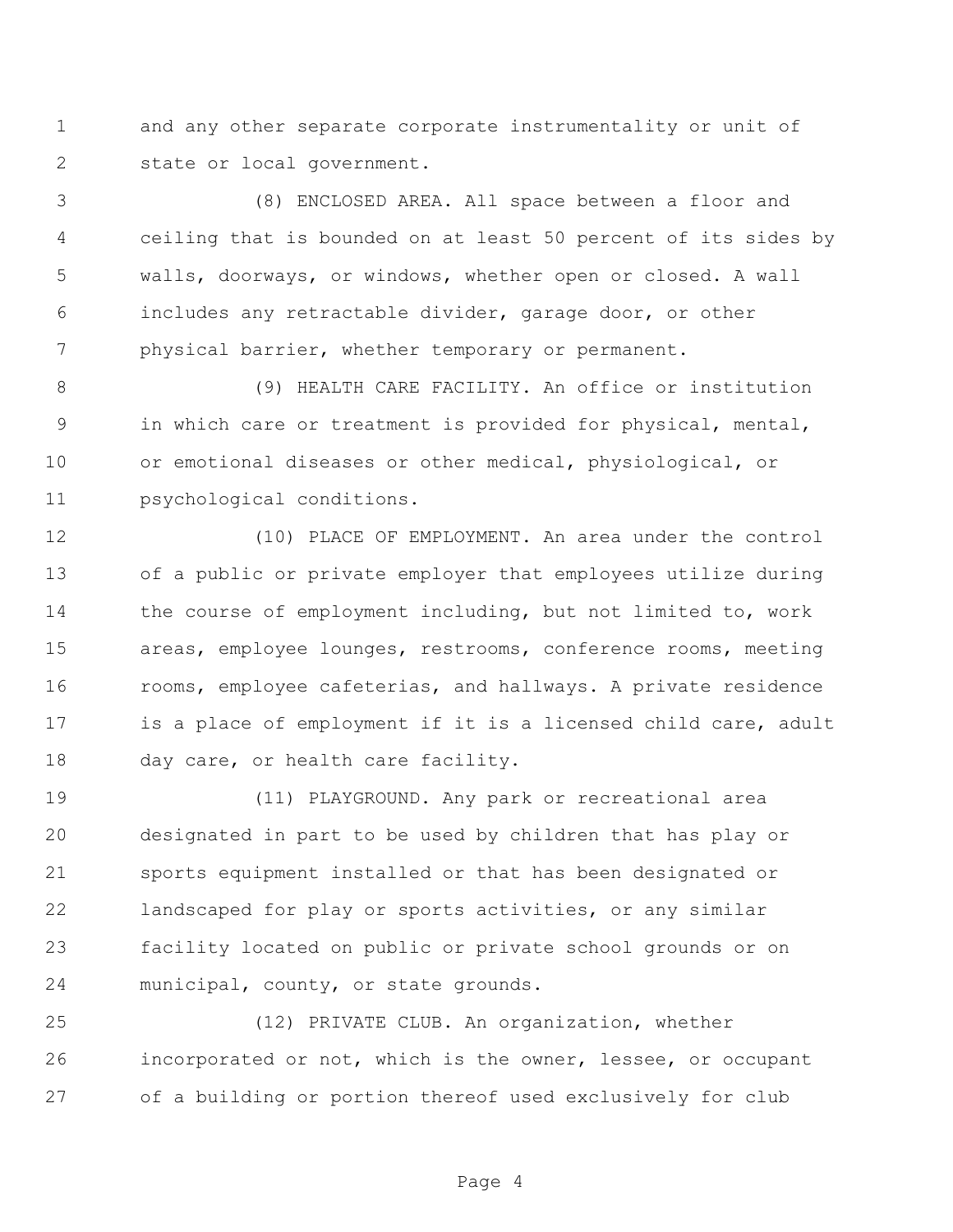and any other separate corporate instrumentality or unit of state or local government.

(8) ENCLOSED AREA. All space between a floor and ceiling that is bounded on at least 50 percent of its sides by walls, doorways, or windows, whether open or closed. A wall includes any retractable divider, garage door, or other physical barrier, whether temporary or permanent.

(9) HEALTH CARE FACILITY. An office or institution in which care or treatment is provided for physical, mental, or emotional diseases or other medical, physiological, or psychological conditions.

(10) PLACE OF EMPLOYMENT. An area under the control of a public or private employer that employees utilize during the course of employment including, but not limited to, work areas, employee lounges, restrooms, conference rooms, meeting rooms, employee cafeterias, and hallways. A private residence is a place of employment if it is a licensed child care, adult day care, or health care facility.

(11) PLAYGROUND. Any park or recreational area designated in part to be used by children that has play or sports equipment installed or that has been designated or landscaped for play or sports activities, or any similar facility located on public or private school grounds or on municipal, county, or state grounds.

(12) PRIVATE CLUB. An organization, whether incorporated or not, which is the owner, lessee, or occupant of a building or portion thereof used exclusively for club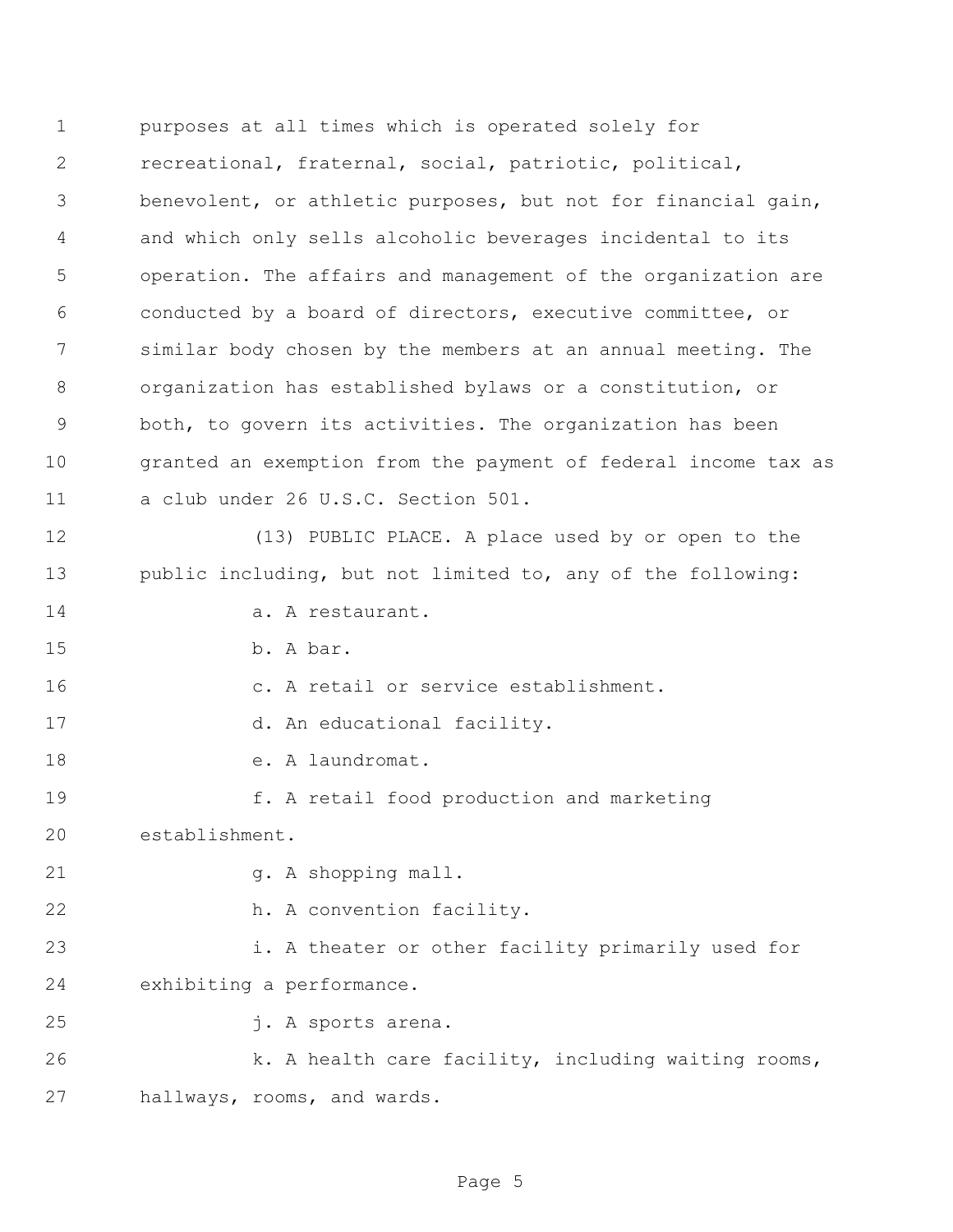purposes at all times which is operated solely for recreational, fraternal, social, patriotic, political, benevolent, or athletic purposes, but not for financial gain, and which only sells alcoholic beverages incidental to its operation. The affairs and management of the organization are conducted by a board of directors, executive committee, or similar body chosen by the members at an annual meeting. The organization has established bylaws or a constitution, or both, to govern its activities. The organization has been granted an exemption from the payment of federal income tax as a club under 26 U.S.C. Section 501.

(13) PUBLIC PLACE. A place used by or open to the public including, but not limited to, any of the following:

a. A restaurant.

b. A bar.

c. A retail or service establishment.

d. An educational facility.

e. A laundromat.

f. A retail food production and marketing establishment.

g. A shopping mall.

h. A convention facility.

i. A theater or other facility primarily used for exhibiting a performance.

j. A sports arena.

k. A health care facility, including waiting rooms, hallways, rooms, and wards.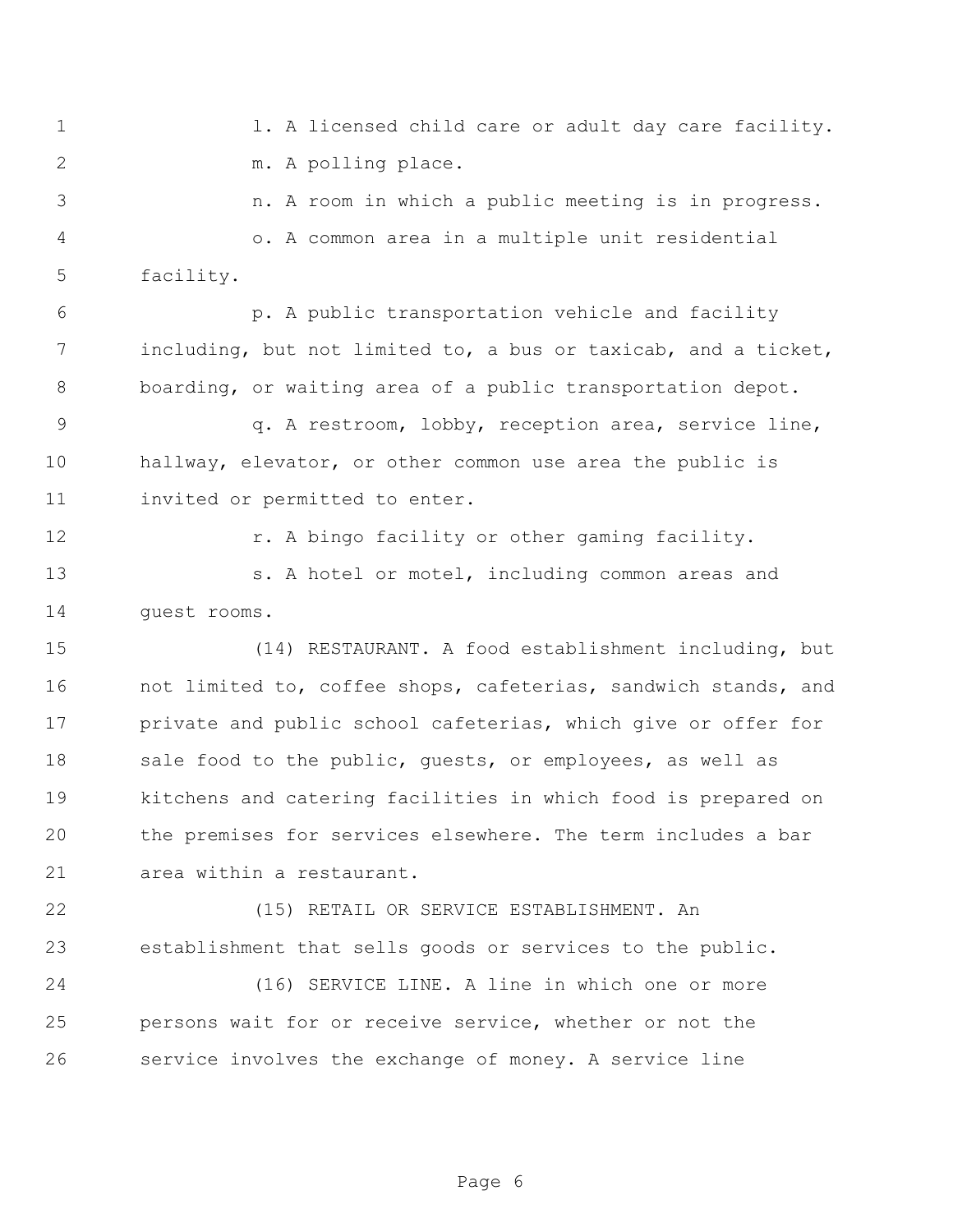l. A licensed child care or adult day care facility.

m. A polling place.

n. A room in which a public meeting is in progress.

o. A common area in a multiple unit residential facility.

p. A public transportation vehicle and facility including, but not limited to, a bus or taxicab, and a ticket, boarding, or waiting area of a public transportation depot.

q. A restroom, lobby, reception area, service line, hallway, elevator, or other common use area the public is invited or permitted to enter.

r. A bingo facility or other gaming facility.

s. A hotel or motel, including common areas and guest rooms.

(14) RESTAURANT. A food establishment including, but not limited to, coffee shops, cafeterias, sandwich stands, and private and public school cafeterias, which give or offer for sale food to the public, guests, or employees, as well as kitchens and catering facilities in which food is prepared on the premises for services elsewhere. The term includes a bar area within a restaurant.

(15) RETAIL OR SERVICE ESTABLISHMENT. An establishment that sells goods or services to the public.

(16) SERVICE LINE. A line in which one or more persons wait for or receive service, whether or not the service involves the exchange of money. A service line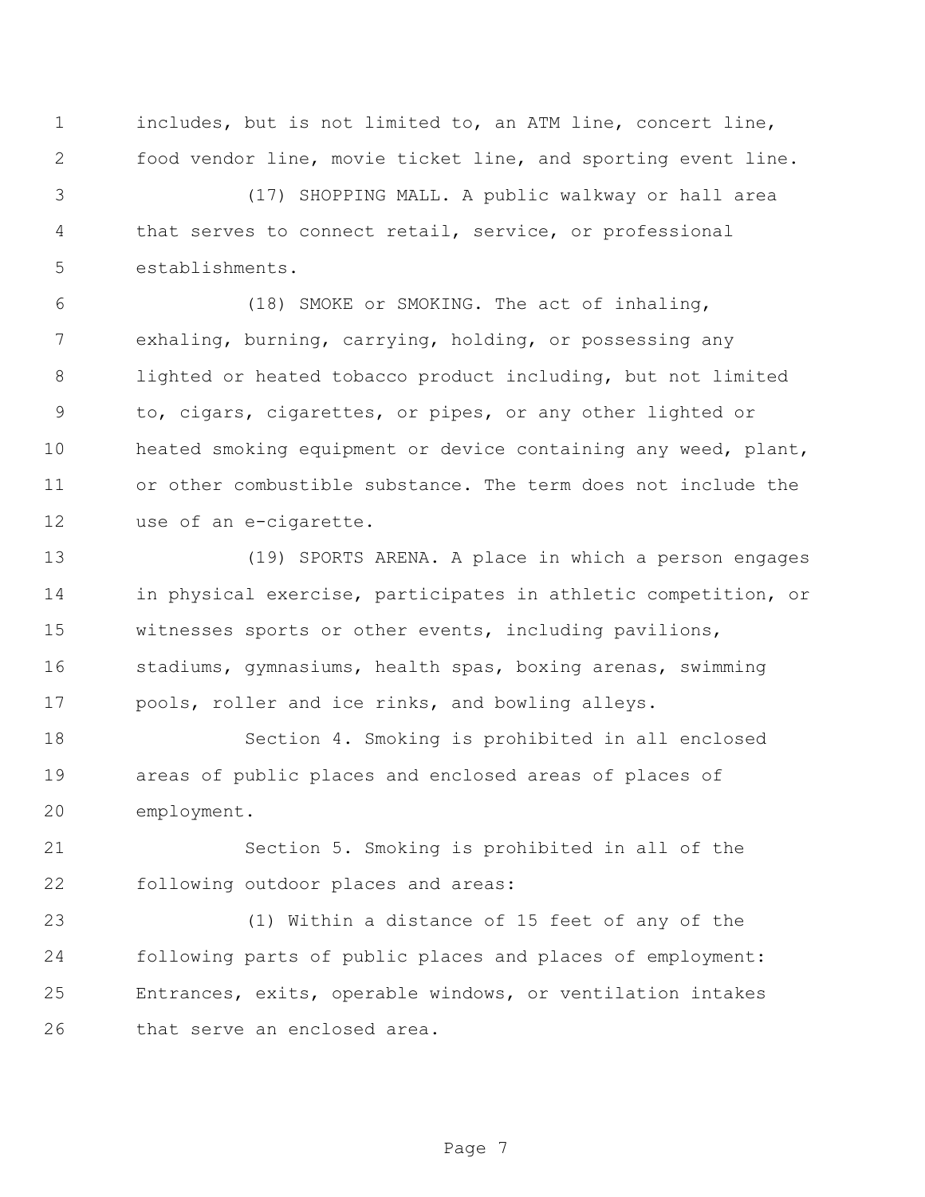includes, but is not limited to, an ATM line, concert line, food vendor line, movie ticket line, and sporting event line.

(17) SHOPPING MALL. A public walkway or hall area that serves to connect retail, service, or professional establishments.

(18) SMOKE or SMOKING. The act of inhaling, exhaling, burning, carrying, holding, or possessing any lighted or heated tobacco product including, but not limited to, cigars, cigarettes, or pipes, or any other lighted or heated smoking equipment or device containing any weed, plant, or other combustible substance. The term does not include the use of an e-cigarette.

(19) SPORTS ARENA. A place in which a person engages in physical exercise, participates in athletic competition, or witnesses sports or other events, including pavilions, stadiums, gymnasiums, health spas, boxing arenas, swimming pools, roller and ice rinks, and bowling alleys.

Section 4. Smoking is prohibited in all enclosed areas of public places and enclosed areas of places of employment.

Section 5. Smoking is prohibited in all of the following outdoor places and areas:

(1) Within a distance of 15 feet of any of the following parts of public places and places of employment: Entrances, exits, operable windows, or ventilation intakes that serve an enclosed area.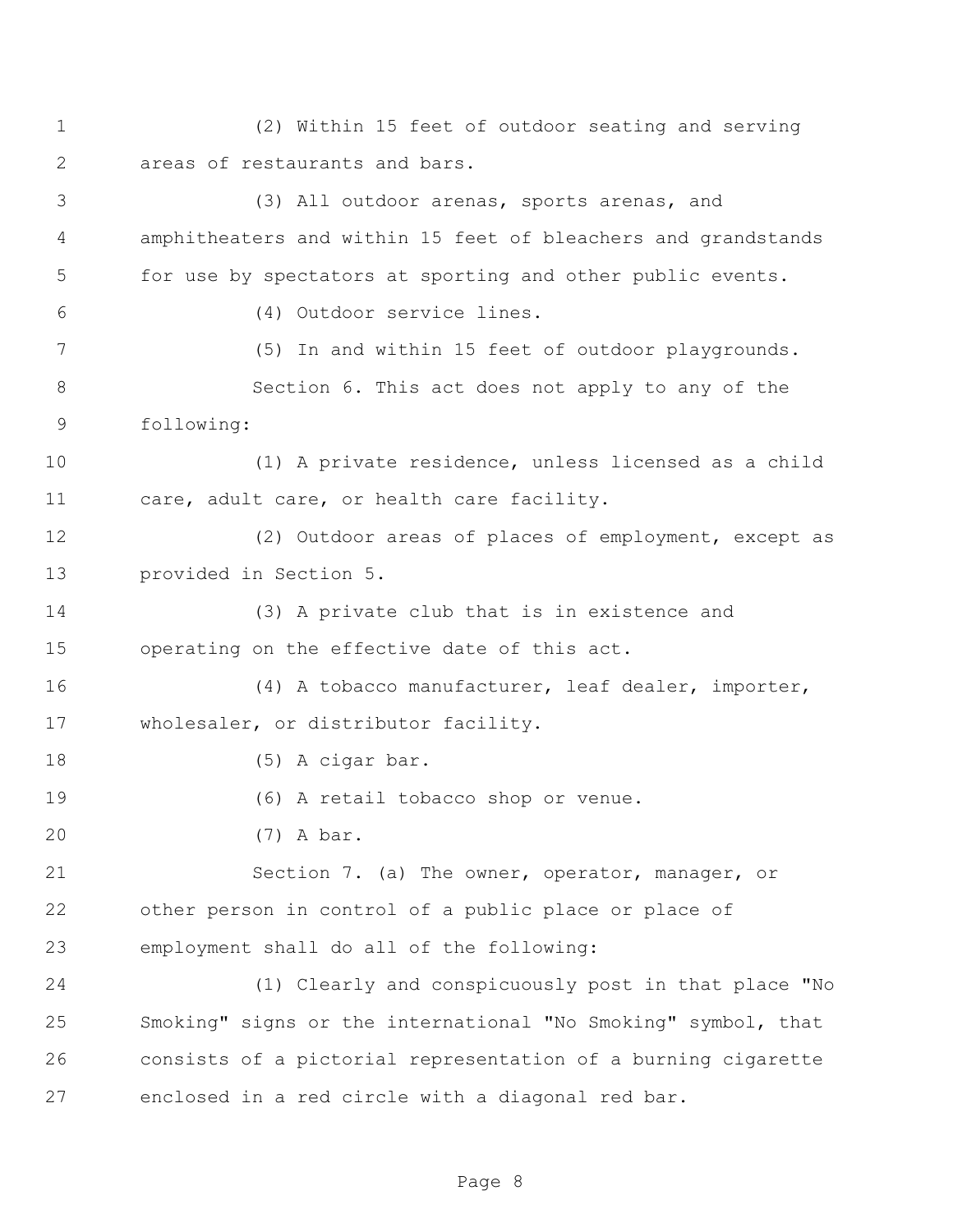(2) Within 15 feet of outdoor seating and serving areas of restaurants and bars.

(3) All outdoor arenas, sports arenas, and amphitheaters and within 15 feet of bleachers and grandstands for use by spectators at sporting and other public events.

(4) Outdoor service lines.

(5) In and within 15 feet of outdoor playgrounds.

Section 6. This act does not apply to any of the following:

(1) A private residence, unless licensed as a child care, adult care, or health care facility.

(2) Outdoor areas of places of employment, except as provided in Section 5.

(3) A private club that is in existence and operating on the effective date of this act.

(4) A tobacco manufacturer, leaf dealer, importer, wholesaler, or distributor facility.

(5) A cigar bar.

(6) A retail tobacco shop or venue.

(7) A bar.

Section 7. (a) The owner, operator, manager, or other person in control of a public place or place of employment shall do all of the following:

(1) Clearly and conspicuously post in that place "No Smoking" signs or the international "No Smoking" symbol, that consists of a pictorial representation of a burning cigarette enclosed in a red circle with a diagonal red bar.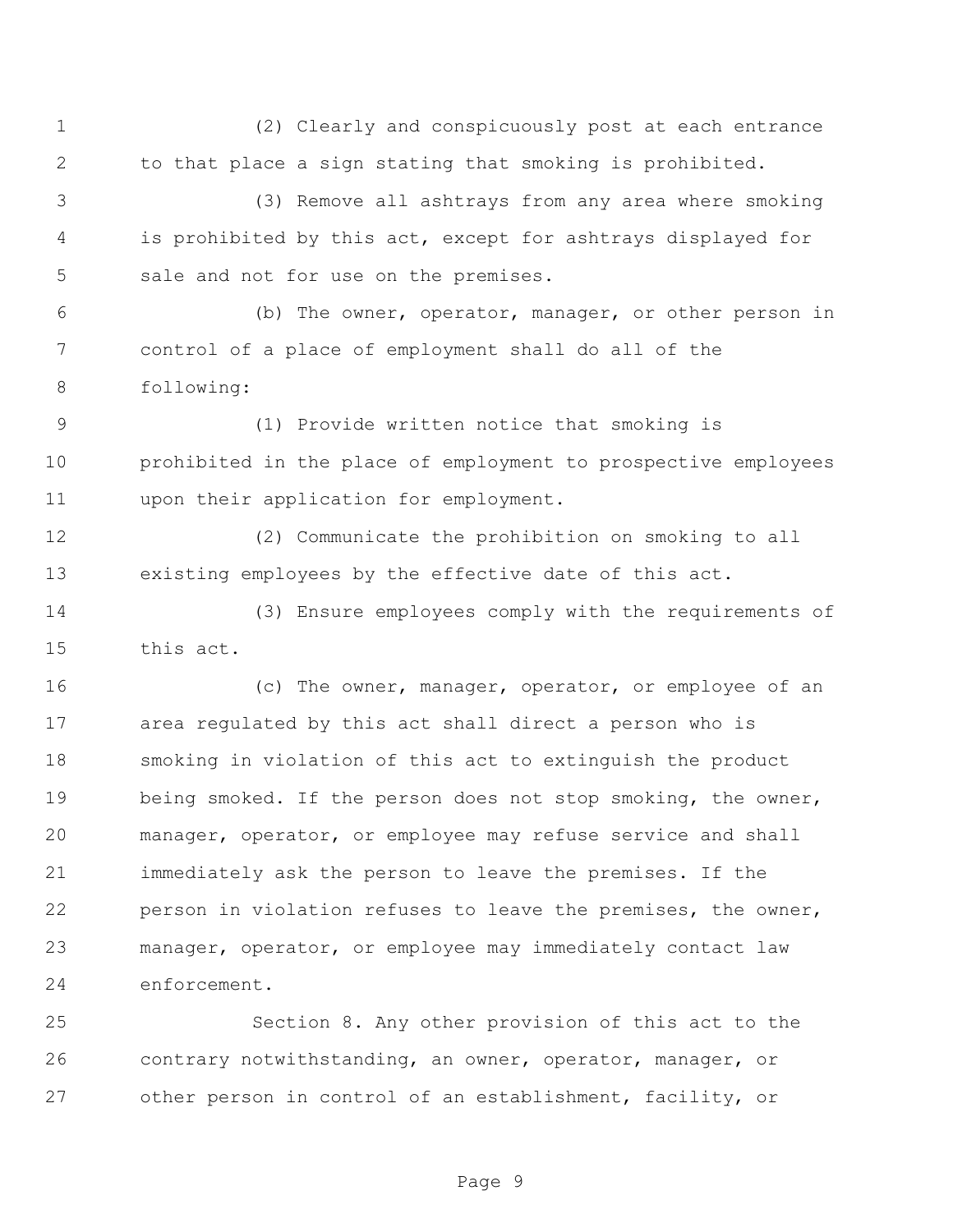(2) Clearly and conspicuously post at each entrance to that place a sign stating that smoking is prohibited.

(3) Remove all ashtrays from any area where smoking is prohibited by this act, except for ashtrays displayed for sale and not for use on the premises.

(b) The owner, operator, manager, or other person in control of a place of employment shall do all of the following:

(1) Provide written notice that smoking is prohibited in the place of employment to prospective employees upon their application for employment.

(2) Communicate the prohibition on smoking to all existing employees by the effective date of this act.

(3) Ensure employees comply with the requirements of this act.

(c) The owner, manager, operator, or employee of an area regulated by this act shall direct a person who is smoking in violation of this act to extinguish the product being smoked. If the person does not stop smoking, the owner, manager, operator, or employee may refuse service and shall immediately ask the person to leave the premises. If the person in violation refuses to leave the premises, the owner, manager, operator, or employee may immediately contact law enforcement.

Section 8. Any other provision of this act to the contrary notwithstanding, an owner, operator, manager, or other person in control of an establishment, facility, or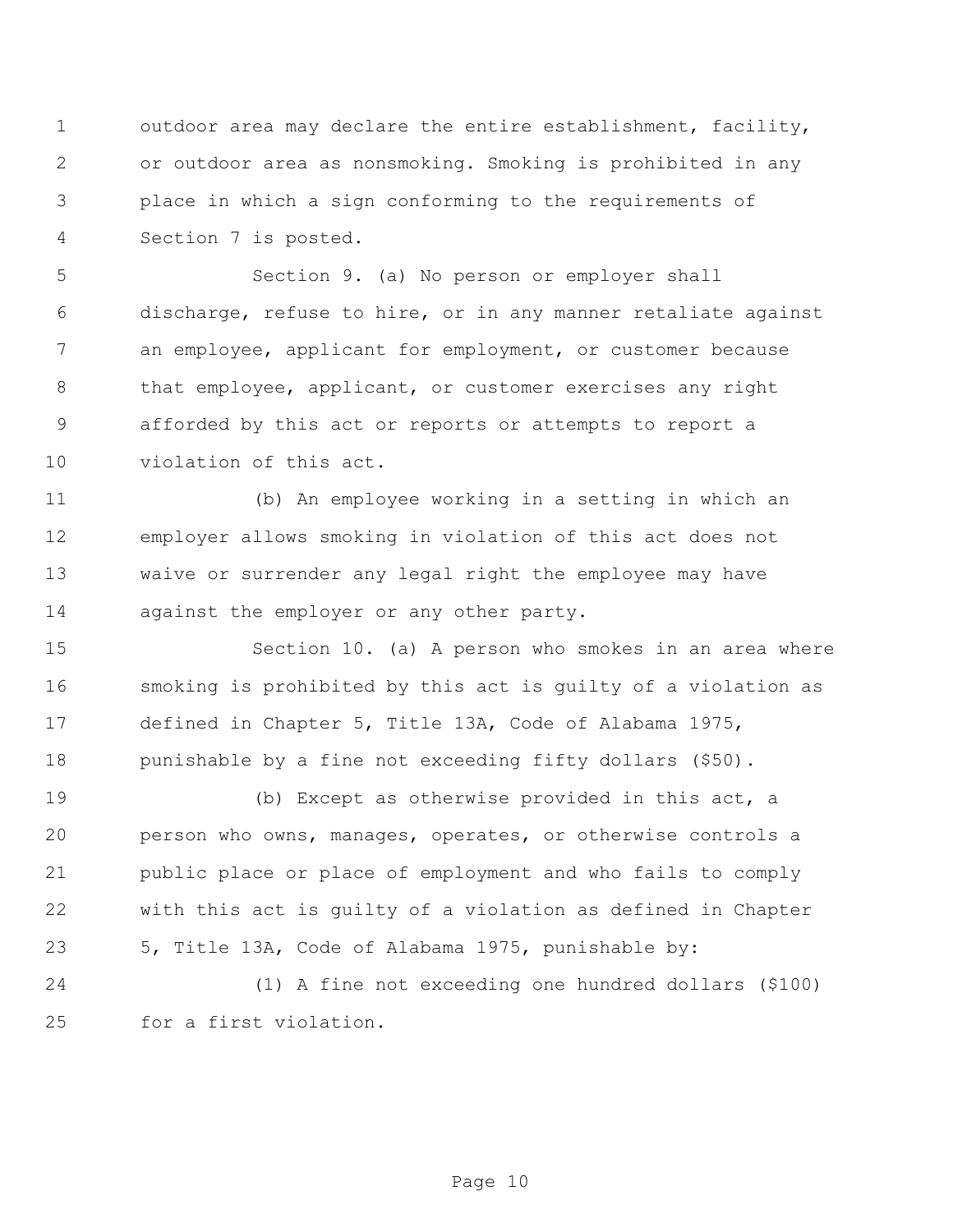outdoor area may declare the entire establishment, facility, or outdoor area as nonsmoking. Smoking is prohibited in any place in which a sign conforming to the requirements of Section 7 is posted.

Section 9. (a) No person or employer shall discharge, refuse to hire, or in any manner retaliate against an employee, applicant for employment, or customer because that employee, applicant, or customer exercises any right afforded by this act or reports or attempts to report a violation of this act.

(b) An employee working in a setting in which an employer allows smoking in violation of this act does not waive or surrender any legal right the employee may have against the employer or any other party.

Section 10. (a) A person who smokes in an area where smoking is prohibited by this act is guilty of a violation as defined in Chapter 5, Title 13A, Code of Alabama 1975, punishable by a fine not exceeding fifty dollars ($50).

(b) Except as otherwise provided in this act, a person who owns, manages, operates, or otherwise controls a public place or place of employment and who fails to comply with this act is guilty of a violation as defined in Chapter 5, Title 13A, Code of Alabama 1975, punishable by:

(1) A fine not exceeding one hundred dollars ($100) for a first violation.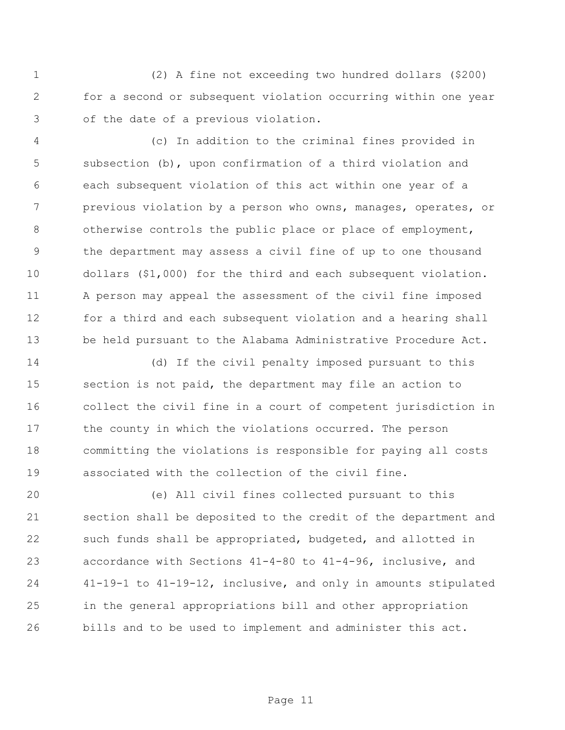(2) A fine not exceeding two hundred dollars ($200) for a second or subsequent violation occurring within one year of the date of a previous violation.

(c) In addition to the criminal fines provided in subsection (b), upon confirmation of a third violation and each subsequent violation of this act within one year of a previous violation by a person who owns, manages, operates, or otherwise controls the public place or place of employment, the department may assess a civil fine of up to one thousand dollars ($1,000) for the third and each subsequent violation. A person may appeal the assessment of the civil fine imposed for a third and each subsequent violation and a hearing shall be held pursuant to the Alabama Administrative Procedure Act.

(d) If the civil penalty imposed pursuant to this section is not paid, the department may file an action to collect the civil fine in a court of competent jurisdiction in the county in which the violations occurred. The person committing the violations is responsible for paying all costs associated with the collection of the civil fine.

(e) All civil fines collected pursuant to this section shall be deposited to the credit of the department and such funds shall be appropriated, budgeted, and allotted in accordance with Sections 41-4-80 to 41-4-96, inclusive, and 41-19-1 to 41-19-12, inclusive, and only in amounts stipulated in the general appropriations bill and other appropriation bills and to be used to implement and administer this act.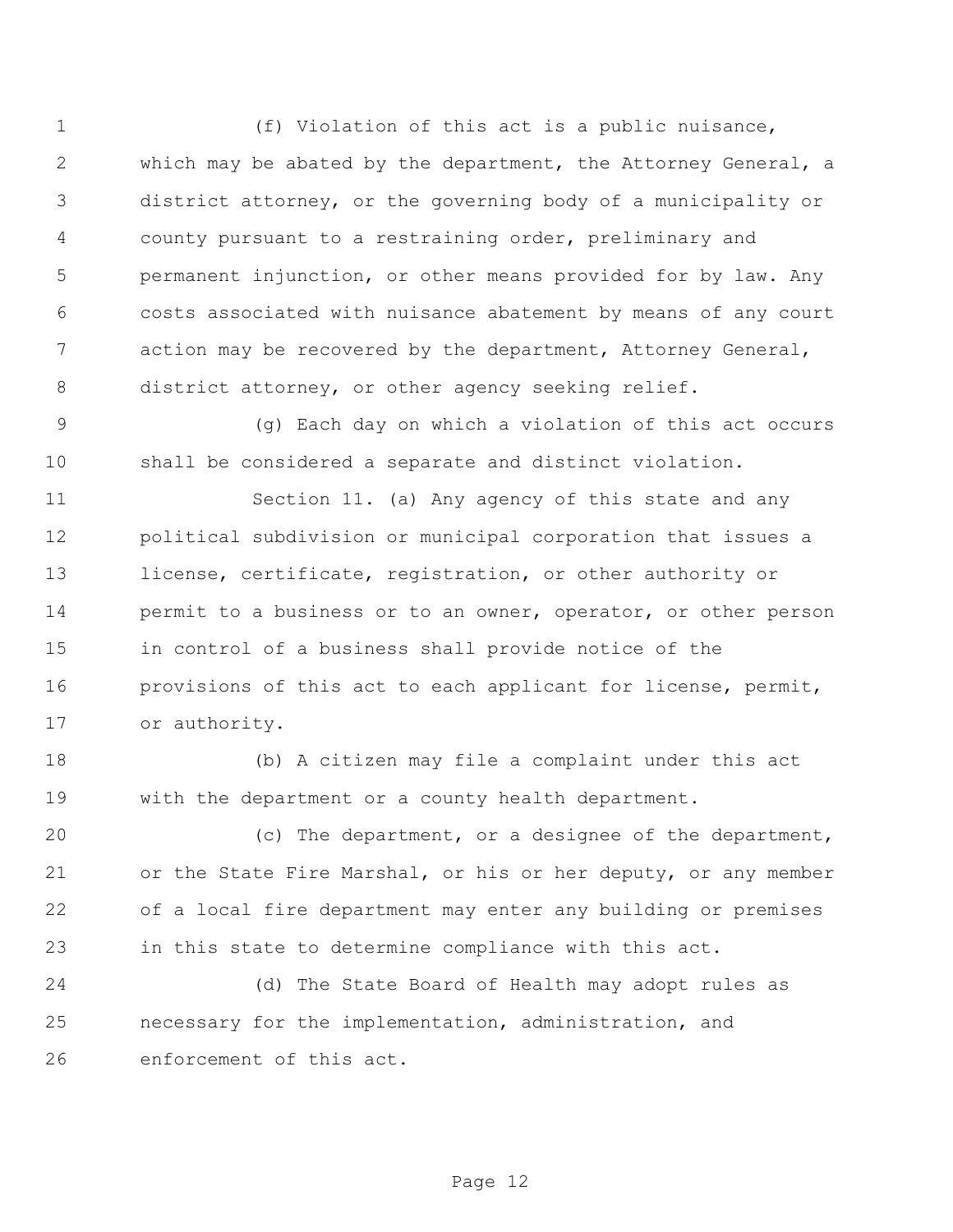(f) Violation of this act is a public nuisance, which may be abated by the department, the Attorney General, a district attorney, or the governing body of a municipality or county pursuant to a restraining order, preliminary and permanent injunction, or other means provided for by law. Any costs associated with nuisance abatement by means of any court action may be recovered by the department, Attorney General, district attorney, or other agency seeking relief.

(g) Each day on which a violation of this act occurs shall be considered a separate and distinct violation.

Section 11. (a) Any agency of this state and any political subdivision or municipal corporation that issues a license, certificate, registration, or other authority or permit to a business or to an owner, operator, or other person in control of a business shall provide notice of the provisions of this act to each applicant for license, permit, or authority.

(b) A citizen may file a complaint under this act with the department or a county health department.

(c) The department, or a designee of the department, or the State Fire Marshal, or his or her deputy, or any member of a local fire department may enter any building or premises in this state to determine compliance with this act.

(d) The State Board of Health may adopt rules as necessary for the implementation, administration, and enforcement of this act.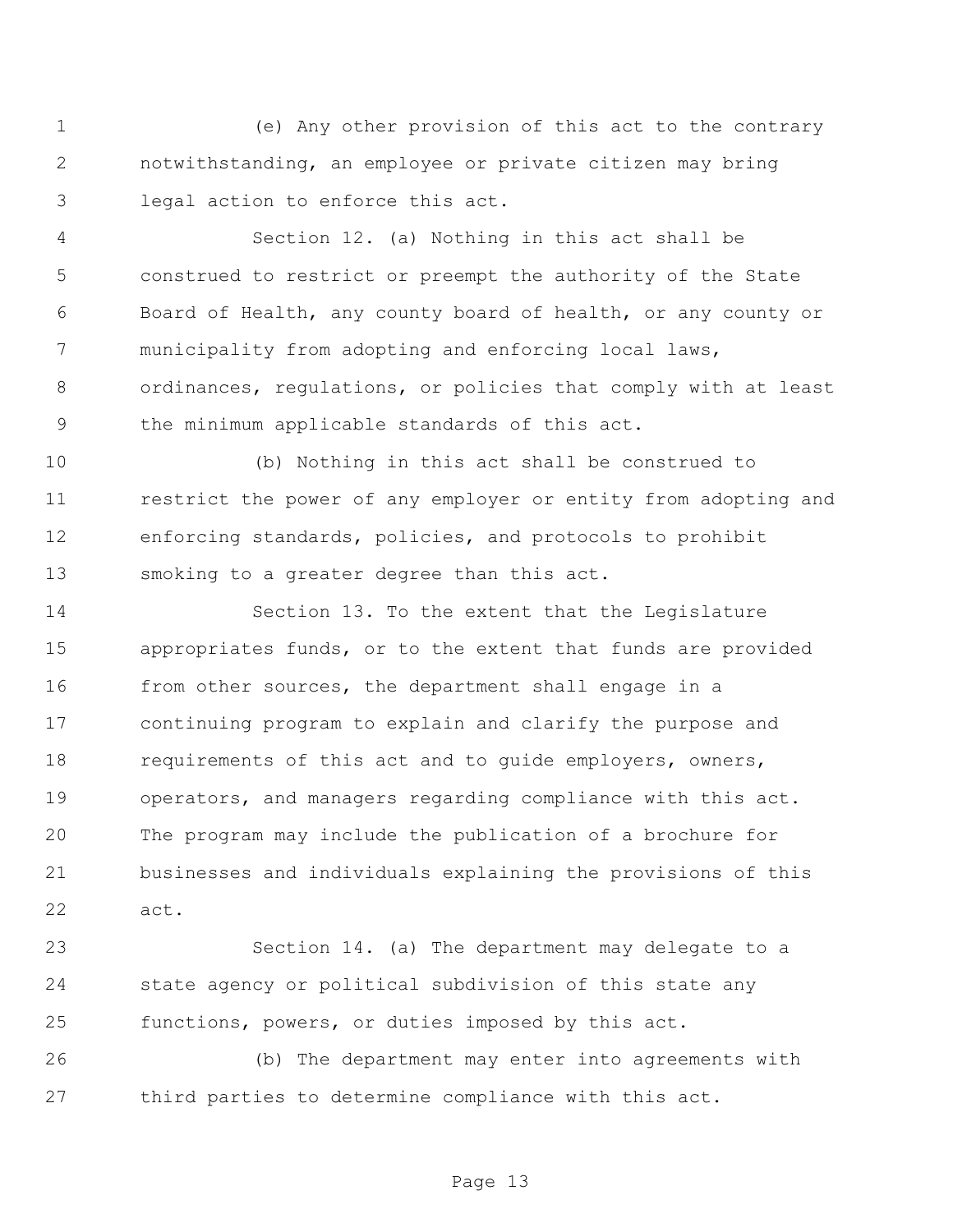(e) Any other provision of this act to the contrary notwithstanding, an employee or private citizen may bring legal action to enforce this act.

Section 12. (a) Nothing in this act shall be construed to restrict or preempt the authority of the State Board of Health, any county board of health, or any county or municipality from adopting and enforcing local laws, ordinances, regulations, or policies that comply with at least the minimum applicable standards of this act.

(b) Nothing in this act shall be construed to restrict the power of any employer or entity from adopting and enforcing standards, policies, and protocols to prohibit smoking to a greater degree than this act.

Section 13. To the extent that the Legislature appropriates funds, or to the extent that funds are provided from other sources, the department shall engage in a continuing program to explain and clarify the purpose and requirements of this act and to guide employers, owners, operators, and managers regarding compliance with this act. The program may include the publication of a brochure for businesses and individuals explaining the provisions of this act.

Section 14. (a) The department may delegate to a state agency or political subdivision of this state any functions, powers, or duties imposed by this act.

(b) The department may enter into agreements with third parties to determine compliance with this act.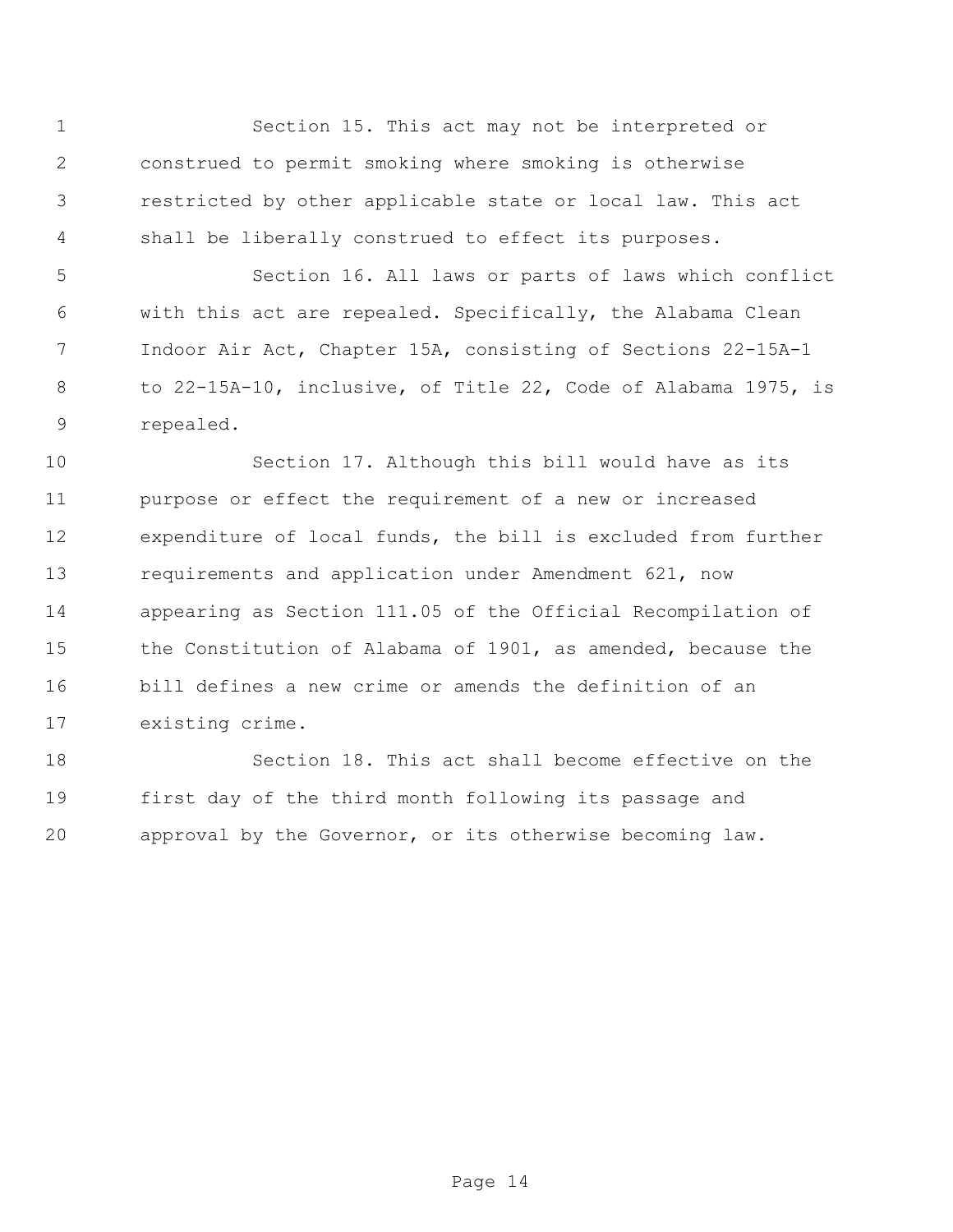Section 15. This act may not be interpreted or construed to permit smoking where smoking is otherwise restricted by other applicable state or local law. This act shall be liberally construed to effect its purposes.

Section 16. All laws or parts of laws which conflict with this act are repealed. Specifically, the Alabama Clean Indoor Air Act, Chapter 15A, consisting of Sections 22-15A-1 to 22-15A-10, inclusive, of Title 22, Code of Alabama 1975, is repealed.

Section 17. Although this bill would have as its purpose or effect the requirement of a new or increased expenditure of local funds, the bill is excluded from further requirements and application under Amendment 621, now appearing as Section 111.05 of the Official Recompilation of the Constitution of Alabama of 1901, as amended, because the bill defines a new crime or amends the definition of an existing crime.

Section 18. This act shall become effective on the first day of the third month following its passage and approval by the Governor, or its otherwise becoming law.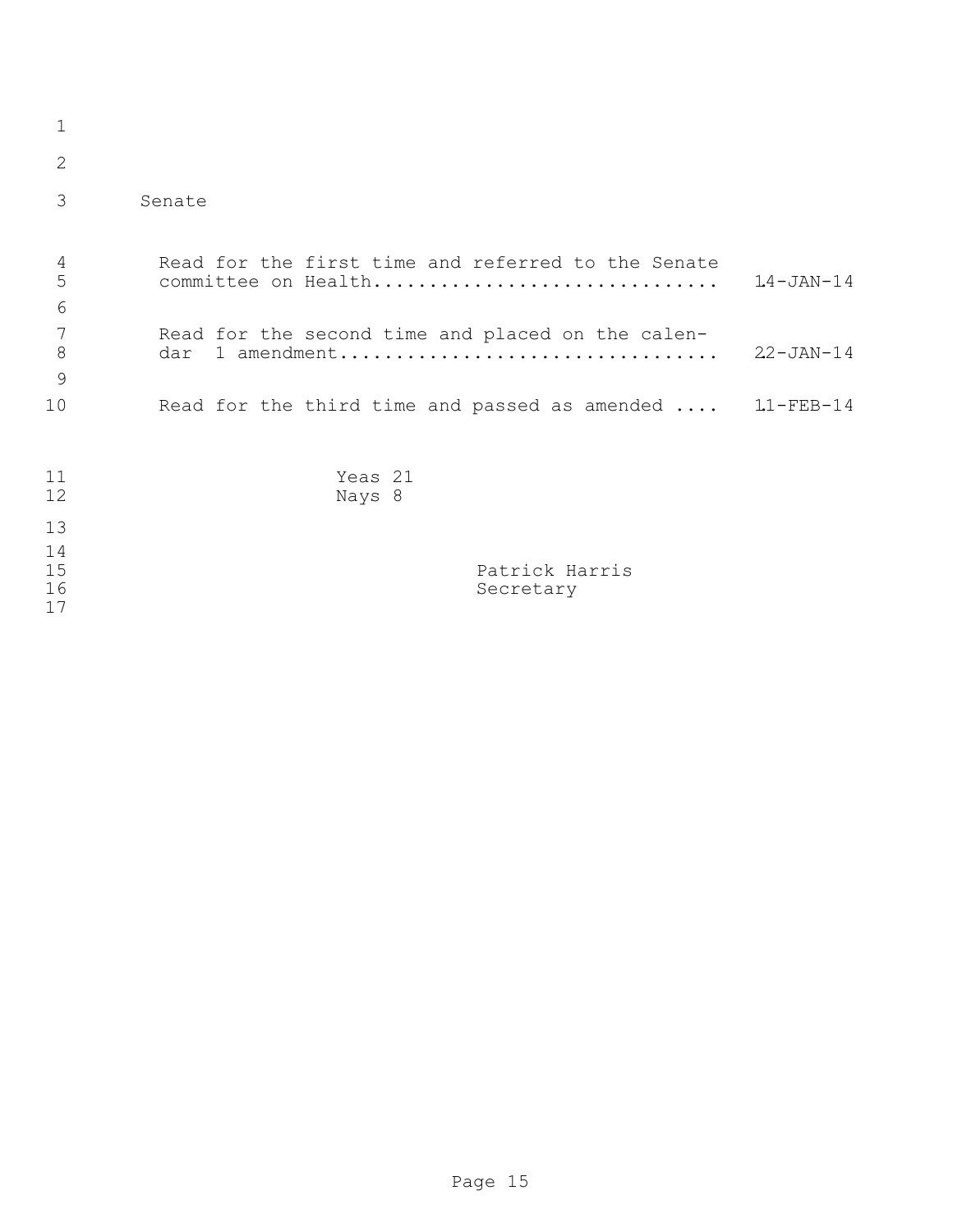Senate

Read for the first time and referred to the Senate committee on Health.............................. 14-JAN-14

Read for the second time and placed on the calendar 1 amendment................................ 22-JAN-14

Read for the third time and passed as amended .... 11-FEB-14

Yeas 21
Nays 8

Patrick Harris
Secretary